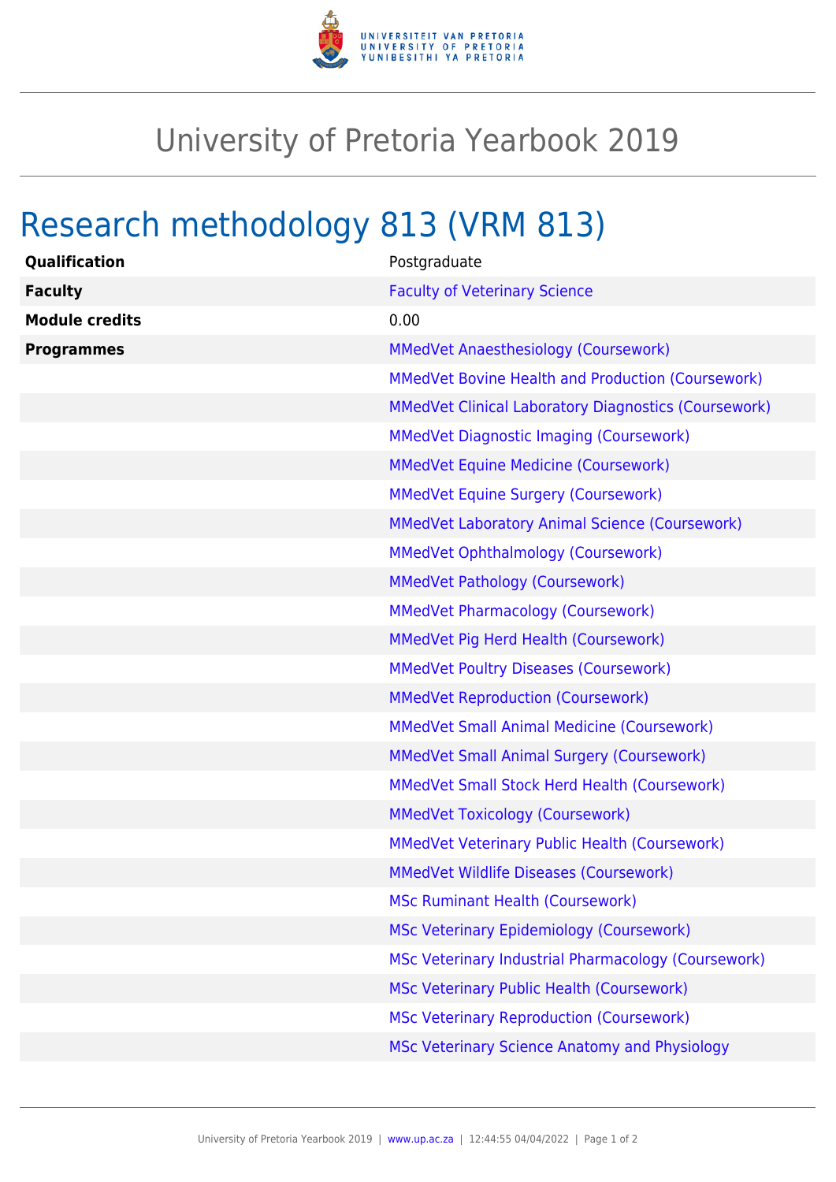# University of Pretoria Yearbook 2019

## Research methodology 813 (VRM 813)

| | |
|---|---|
| **Qualification** | Postgraduate |
| **Faculty** | Faculty of Veterinary Science |
| **Module credits** | 0.00 |
| **Programmes** | MMedVet Anaesthesiology (Coursework) |
| | MMedVet Bovine Health and Production (Coursework) |
| | MMedVet Clinical Laboratory Diagnostics (Coursework) |
| | MMedVet Diagnostic Imaging (Coursework) |
| | MMedVet Equine Medicine (Coursework) |
| | MMedVet Equine Surgery (Coursework) |
| | MMedVet Laboratory Animal Science (Coursework) |
| | MMedVet Ophthalmology (Coursework) |
| | MMedVet Pathology (Coursework) |
| | MMedVet Pharmacology (Coursework) |
| | MMedVet Pig Herd Health (Coursework) |
| | MMedVet Poultry Diseases (Coursework) |
| | MMedVet Reproduction (Coursework) |
| | MMedVet Small Animal Medicine (Coursework) |
| | MMedVet Small Animal Surgery (Coursework) |
| | MMedVet Small Stock Herd Health (Coursework) |
| | MMedVet Toxicology (Coursework) |
| | MMedVet Veterinary Public Health (Coursework) |
| | MMedVet Wildlife Diseases (Coursework) |
| | MSc Ruminant Health (Coursework) |
| | MSc Veterinary Epidemiology (Coursework) |
| | MSc Veterinary Industrial Pharmacology (Coursework) |
| | MSc Veterinary Public Health (Coursework) |
| | MSc Veterinary Reproduction (Coursework) |
| | MSc Veterinary Science Anatomy and Physiology |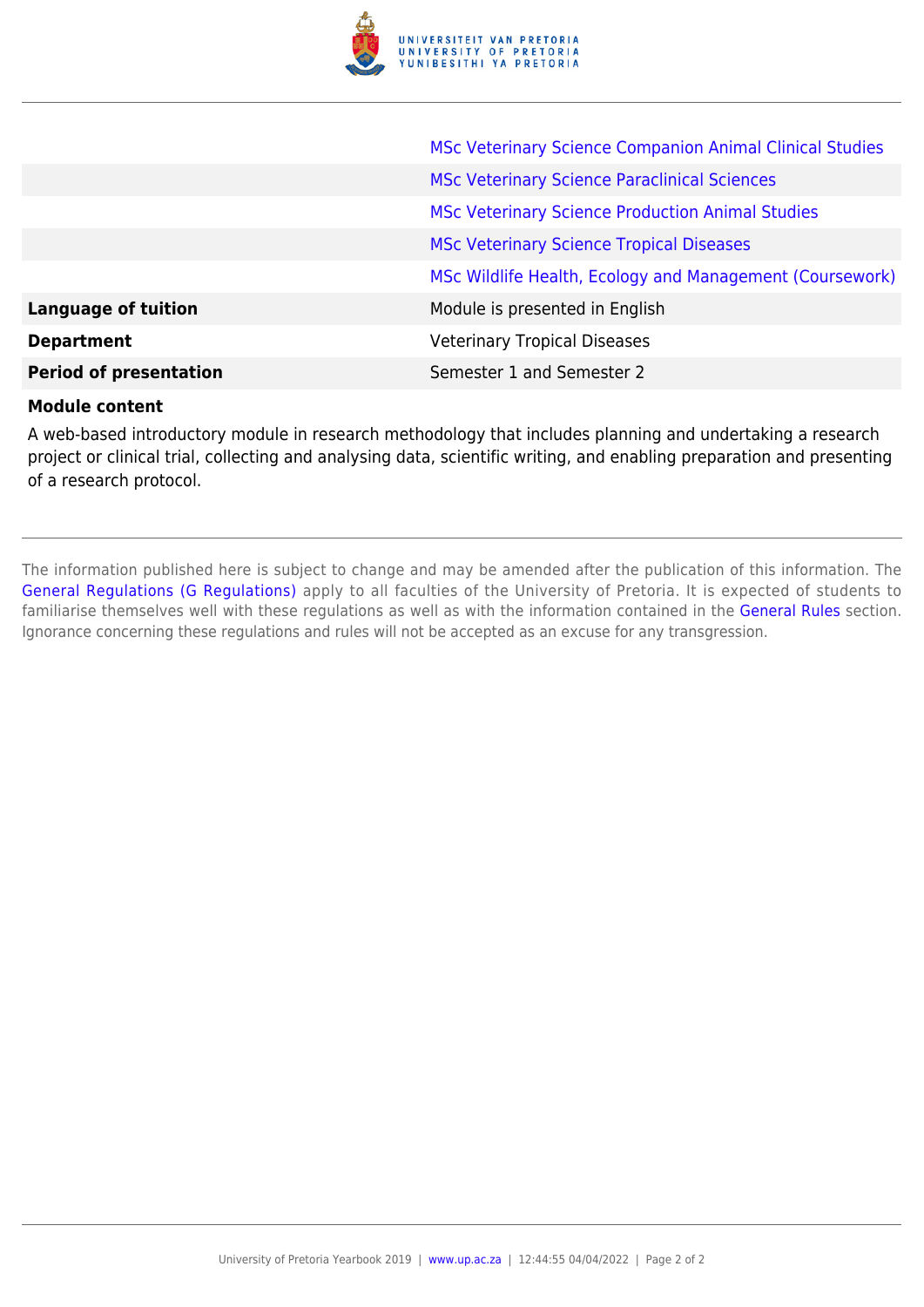| | |
|---|---|
| | MSc Veterinary Science Companion Animal Clinical Studies |
| | MSc Veterinary Science Paraclinical Sciences |
| | MSc Veterinary Science Production Animal Studies |
| | MSc Veterinary Science Tropical Diseases |
| | MSc Wildlife Health, Ecology and Management (Coursework) |
| **Language of tuition** | Module is presented in English |
| **Department** | Veterinary Tropical Diseases |
| **Period of presentation** | Semester 1 and Semester 2 |

**Module content**

A web-based introductory module in research methodology that includes planning and undertaking a research project or clinical trial, collecting and analysing data, scientific writing, and enabling preparation and presenting of a research protocol.

---

The information published here is subject to change and may be amended after the publication of this information. The General Regulations (G Regulations) apply to all faculties of the University of Pretoria. It is expected of students to familiarise themselves well with these regulations as well as with the information contained in the General Rules section. Ignorance concerning these regulations and rules will not be accepted as an excuse for any transgression.